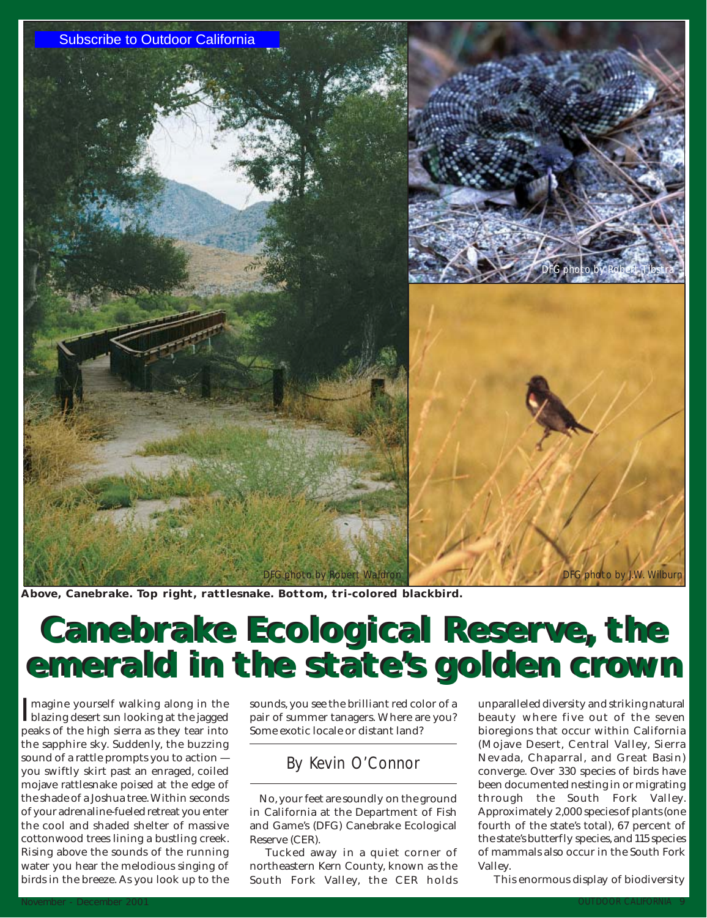Subscribe to Outdoor California

DFG photo by Robert Waldron

DFG photo by Robert Tibstra

DFG photo by J.W. Wilburn

**Above, Canebrake. Top right, rattlesnake. Bottom, tri-colored blackbird.**

# Canebrake Ecological Reserve, the emerald in the state's golden crown

By Kevin O'Connor

Imagine yourself walking along in the blazing desert sun looking at the jagged peaks of the high sierra as they tear into the sapphire sky. Suddenly, the buzzing sound of a rattle prompts you to action — you swiftly skirt past an enraged, coiled mojave rattlesnake poised at the edge of the shade of a Joshua tree. Within seconds of your adrenaline-fueled retreat you enter the cool and shaded shelter of massive cottonwood trees lining a bustling creek. Rising above the sounds of the running water you hear the melodious singing of birds in the breeze. As you look up to the sounds, you see the brilliant red color of a pair of summer tanagers. Where are you? Some exotic locale or distant land?

No, your feet are soundly on the ground in California at the Department of Fish and Game's (DFG) Canebrake Ecological Reserve (CER).

Tucked away in a quiet corner of northeastern Kern County, known as the South Fork Valley, the CER holds unparalleled diversity and striking natural beauty where five out of the seven bioregions that occur within California (Mojave Desert, Central Valley, Sierra Nevada, Chaparral, and Great Basin) converge. Over 330 species of birds have been documented nesting in or migrating through the South Fork Valley. Approximately 2,000 species of plants (one fourth of the state's total), 67 percent of the state's butterfly species, and 115 species of mammals also occur in the South Fork Valley.

This enormous display of biodiversity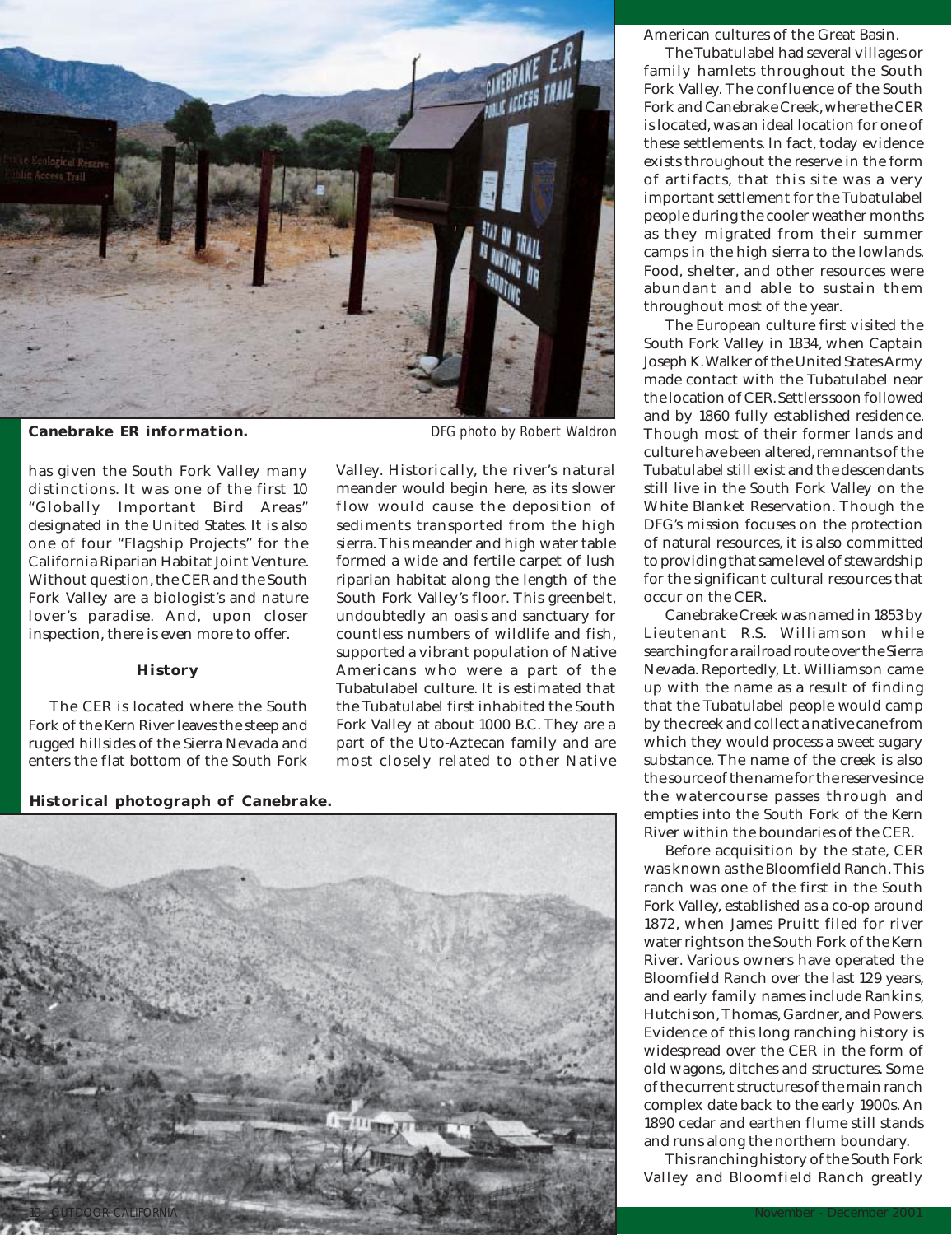**Canebrake ER information.** *DFG photo by Robert Waldron*

has given the South Fork Valley many distinctions. It was one of the first 10 "Globally Important Bird Areas" designated in the United States. It is also one of four "Flagship Projects" for the California Riparian Habitat Joint Venture. Without question, the CER and the South Fork Valley are a biologist's and nature lover's paradise. And, upon closer inspection, there is even more to offer.

### History

The CER is located where the South Fork of the Kern River leaves the steep and rugged hillsides of the Sierra Nevada and enters the flat bottom of the South Fork Valley. Historically, the river's natural meander would begin here, as its slower flow would cause the deposition of sediments transported from the high sierra. This meander and high water table formed a wide and fertile carpet of lush riparian habitat along the length of the South Fork Valley's floor. This greenbelt, undoubtedly an oasis and sanctuary for countless numbers of wildlife and fish, supported a vibrant population of Native Americans who were a part of the Tubatulabel culture. It is estimated that the Tubatulabel first inhabited the South Fork Valley at about 1000 B.C. They are a part of the Uto-Aztecan family and are most closely related to other Native American cultures of the Great Basin.

**Historical photograph of Canebrake.**

The Tubatulabel had several villages or family hamlets throughout the South Fork Valley. The confluence of the South Fork and Canebrake Creek, where the CER is located, was an ideal location for one of these settlements. In fact, today evidence exists throughout the reserve in the form of artifacts, that this site was a very important settlement for the Tubatulabel people during the cooler weather months as they migrated from their summer camps in the high sierra to the lowlands. Food, shelter, and other resources were abundant and able to sustain them throughout most of the year.

The European culture first visited the South Fork Valley in 1834, when Captain Joseph K. Walker of the United States Army made contact with the Tubatulabel near the location of CER. Settlers soon followed and by 1860 fully established residence. Though most of their former lands and culture have been altered, remnants of the Tubatulabel still exist and the descendants still live in the South Fork Valley on the White Blanket Reservation. Though the DFG's mission focuses on the protection of natural resources, it is also committed to providing that same level of stewardship for the significant cultural resources that occur on the CER.

Canebrake Creek was named in 1853 by Lieutenant R.S. Williamson while searching for a railroad route over the Sierra Nevada. Reportedly, Lt. Williamson came up with the name as a result of finding that the Tubatulabel people would camp by the creek and collect a native cane from which they would process a sweet sugary substance. The name of the creek is also the source of the name for the reserve since the watercourse passes through and empties into the South Fork of the Kern River within the boundaries of the CER.

Before acquisition by the state, CER was known as the Bloomfield Ranch. This ranch was one of the first in the South Fork Valley, established as a co-op around 1872, when James Pruitt filed for river water rights on the South Fork of the Kern River. Various owners have operated the Bloomfield Ranch over the last 129 years, and early family names include Rankins, Hutchison, Thomas, Gardner, and Powers. Evidence of this long ranching history is widespread over the CER in the form of old wagons, ditches and structures. Some of the current structures of the main ranch complex date back to the early 1900s. An 1890 cedar and earthen flume still stands and runs along the northern boundary.

This ranching history of the South Fork Valley and Bloomfield Ranch greatly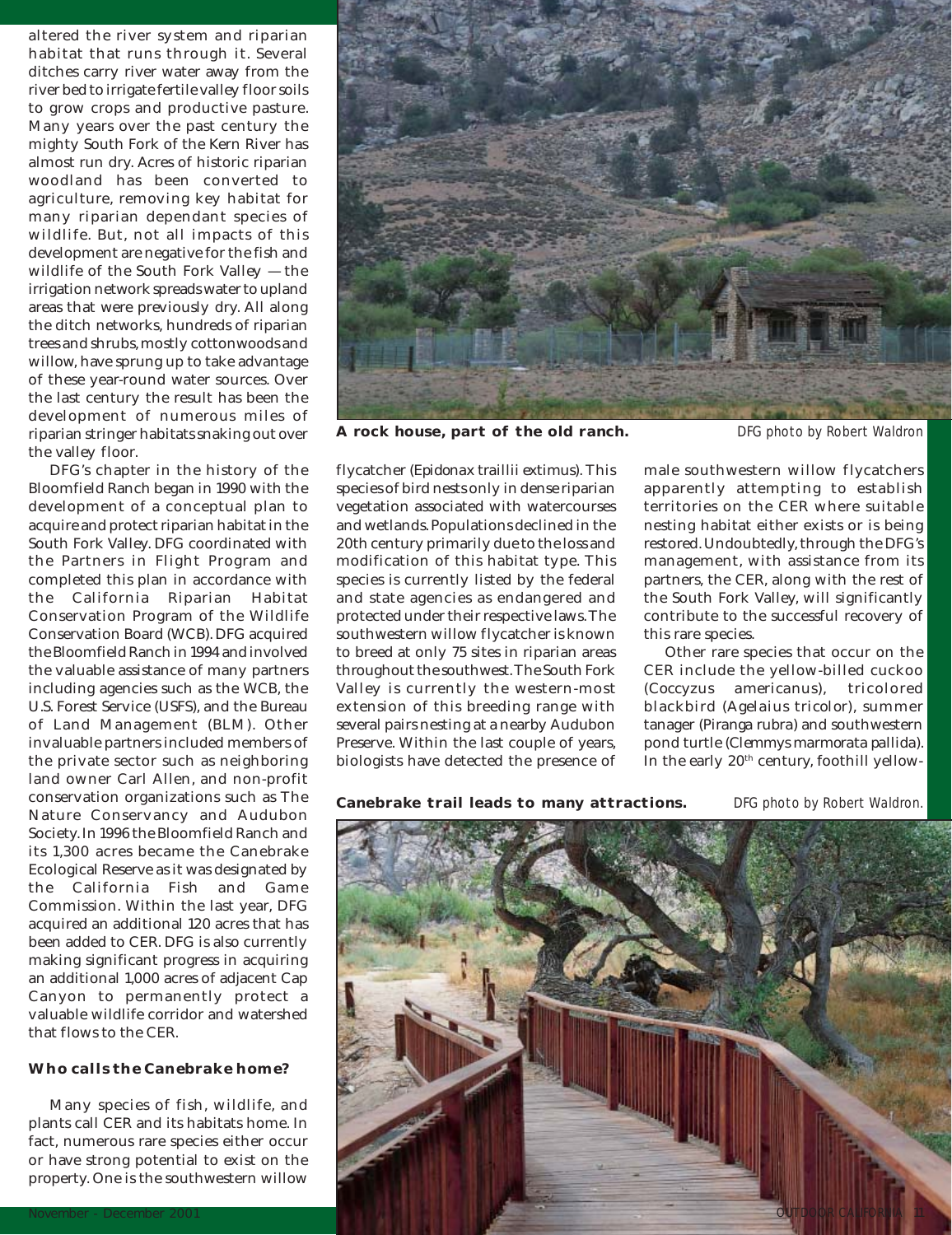altered the river system and riparian habitat that runs through it. Several ditches carry river water away from the river bed to irrigate fertile valley floor soils to grow crops and productive pasture. Many years over the past century the mighty South Fork of the Kern River has almost run dry. Acres of historic riparian woodland has been converted to agriculture, removing key habitat for many riparian dependant species of wildlife. But, not all impacts of this development are negative for the fish and wildlife of the South Fork Valley — the irrigation network spreads water to upland areas that were previously dry. All along the ditch networks, hundreds of riparian trees and shrubs, mostly cottonwoods and willow, have sprung up to take advantage of these year-round water sources. Over the last century the result has been the development of numerous miles of riparian stringer habitats snaking out over the valley floor.

DFG's chapter in the history of the Bloomfield Ranch began in 1990 with the development of a conceptual plan to acquire and protect riparian habitat in the South Fork Valley. DFG coordinated with the Partners in Flight Program and completed this plan in accordance with the California Riparian Habitat Conservation Program of the Wildlife Conservation Board (WCB). DFG acquired the Bloomfield Ranch in 1994 and involved the valuable assistance of many partners including agencies such as the WCB, the U.S. Forest Service (USFS), and the Bureau of Land Management (BLM). Other invaluable partners included members of the private sector such as neighboring land owner Carl Allen, and non-profit conservation organizations such as The Nature Conservancy and Audubon Society. In 1996 the Bloomfield Ranch and its 1,300 acres became the Canebrake Ecological Reserve as it was designated by the California Fish and Game Commission. Within the last year, DFG acquired an additional 120 acres that has been added to CER. DFG is also currently making significant progress in acquiring an additional 1,000 acres of adjacent Cap Canyon to permanently protect a valuable wildlife corridor and watershed that flows to the CER.

### Who calls the Canebrake home?

Many species of fish, wildlife, and plants call CER and its habitats home. In fact, numerous rare species either occur or have strong potential to exist on the property. One is the southwestern willow flycatcher (*Epidonax traillii extimus*). This species of bird nests only in dense riparian vegetation associated with watercourses and wetlands. Populations declined in the 20th century primarily due to the loss and modification of this habitat type. This species is currently listed by the federal and state agencies as endangered and protected under their respective laws. The southwestern willow flycatcher is known to breed at only 75 sites in riparian areas throughout the southwest. The South Fork Valley is currently the western-most extension of this breeding range with several pairs nesting at a nearby Audubon Preserve. Within the last couple of years, biologists have detected the presence of male southwestern willow flycatchers apparently attempting to establish territories on the CER where suitable nesting habitat either exists or is being restored. Undoubtedly, through the DFG's management, with assistance from its partners, the CER, along with the rest of the South Fork Valley, will significantly contribute to the successful recovery of this rare species.

Other rare species that occur on the CER include the yellow-billed cuckoo (*Coccyzus americanus*), tricolored blackbird (*Agelaius tricolor*), summer tanager (*Piranga rubra*) and southwestern pond turtle (*Clemmys marmorata pallida*). In the early 20th century, foothill yellow-

**A rock house, part of the old ranch.** *DFG photo by Robert Waldron*

**Canebrake trail leads to many attractions.** *DFG photo by Robert Waldron.*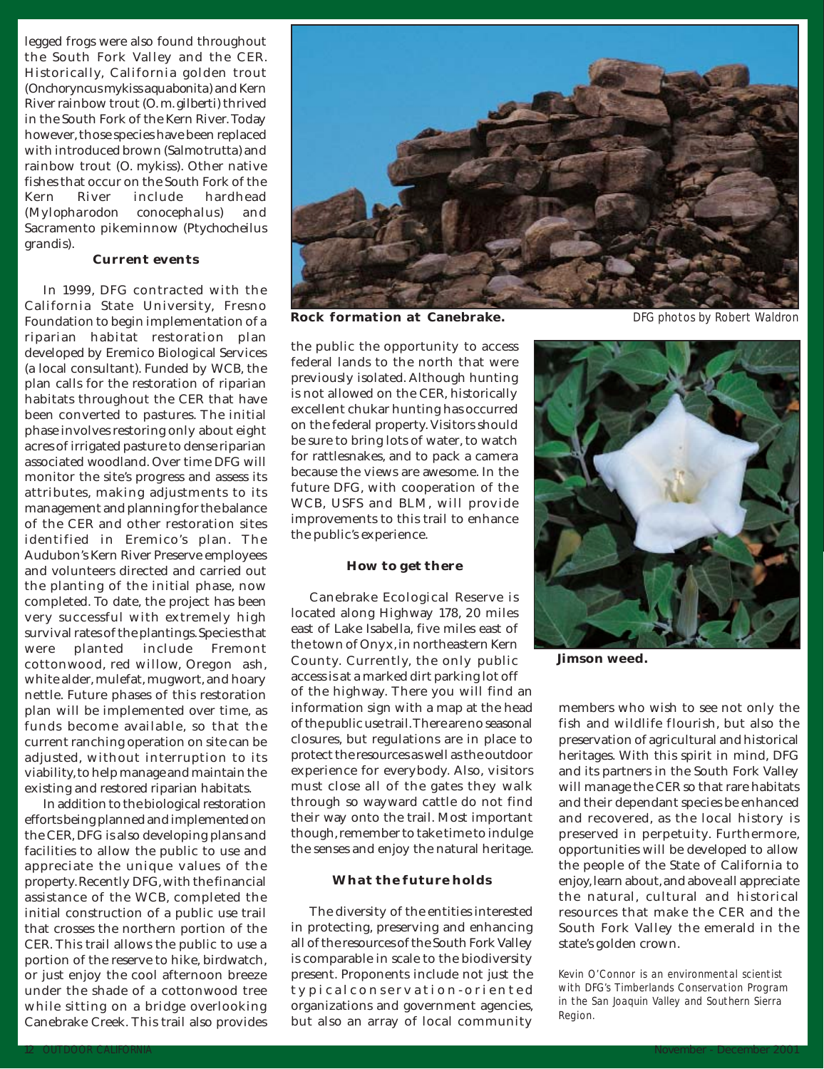legged frogs were also found throughout the South Fork Valley and the CER. Historically, California golden trout (Onchoryncus mykiss aquabonita) and Kern River rainbow trout (O. m. gilberti) thrived in the South Fork of the Kern River. Today however, those species have been replaced with introduced brown (Salmo trutta) and rainbow trout (O. mykiss). Other native fishes that occur on the South Fork of the Kern River include hardhead (Mylopharodon conocephalus) and Sacramento pikeminnow (Ptychocheilus grandis).

### Current events

In 1999, DFG contracted with the California State University, Fresno Foundation to begin implementation of a riparian habitat restoration plan developed by Eremico Biological Services (a local consultant). Funded by WCB, the plan calls for the restoration of riparian habitats throughout the CER that have been converted to pastures. The initial phase involves restoring only about eight acres of irrigated pasture to dense riparian associated woodland. Over time DFG will monitor the site's progress and assess its attributes, making adjustments to its management and planning for the balance of the CER and other restoration sites identified in Eremico's plan. The Audubon's Kern River Preserve employees and volunteers directed and carried out the planting of the initial phase, now completed. To date, the project has been very successful with extremely high survival rates of the plantings. Species that were planted include Fremont cottonwood, red willow, Oregon ash, white alder, mulefat, mugwort, and hoary nettle. Future phases of this restoration plan will be implemented over time, as funds become available, so that the current ranching operation on site can be adjusted, without interruption to its viability, to help manage and maintain the existing and restored riparian habitats.

In addition to the biological restoration efforts being planned and implemented on the CER, DFG is also developing plans and facilities to allow the public to use and appreciate the unique values of the property. Recently DFG, with the financial assistance of the WCB, completed the initial construction of a public use trail that crosses the northern portion of the CER. This trail allows the public to use a portion of the reserve to hike, birdwatch, or just enjoy the cool afternoon breeze under the shade of a cottonwood tree while sitting on a bridge overlooking Canebrake Creek. This trail also provides the public the opportunity to access federal lands to the north that were previously isolated. Although hunting is not allowed on the CER, historically excellent chukar hunting has occurred on the federal property. Visitors should be sure to bring lots of water, to watch for rattlesnakes, and to pack a camera because the views are awesome. In the future DFG, with cooperation of the WCB, USFS and BLM, will provide improvements to this trail to enhance the public's experience.

**Rock formation at Canebrake.** *DFG photos by Robert Waldron*

### How to get there

Canebrake Ecological Reserve is located along Highway 178, 20 miles east of Lake Isabella, five miles east of the town of Onyx, in northeastern Kern County. Currently, the only public access is at a marked dirt parking lot off of the highway. There you will find an information sign with a map at the head of the public use trail. There are no seasonal closures, but regulations are in place to protect the resources as well as the outdoor experience for everybody. Also, visitors must close all of the gates they walk through so wayward cattle do not find their way onto the trail. Most important though, remember to take time to indulge the senses and enjoy the natural heritage.

**Jimson weed.**

### What the future holds

The diversity of the entities interested in protecting, preserving and enhancing all of the resources of the South Fork Valley is comparable in scale to the biodiversity present. Proponents include not just the typical conservation-oriented organizations and government agencies, but also an array of local community members who wish to see not only the fish and wildlife flourish, but also the preservation of agricultural and historical heritages. With this spirit in mind, DFG and its partners in the South Fork Valley will manage the CER so that rare habitats and their dependant species be enhanced and recovered, as the local history is preserved in perpetuity. Furthermore, opportunities will be developed to allow the people of the State of California to enjoy, learn about, and above all appreciate the natural, cultural and historical resources that make the CER and the South Fork Valley the emerald in the state's golden crown.

*Kevin O'Connor is an environmental scientist with DFG's Timberlands Conservation Program in the San Joaquin Valley and Southern Sierra Region.*